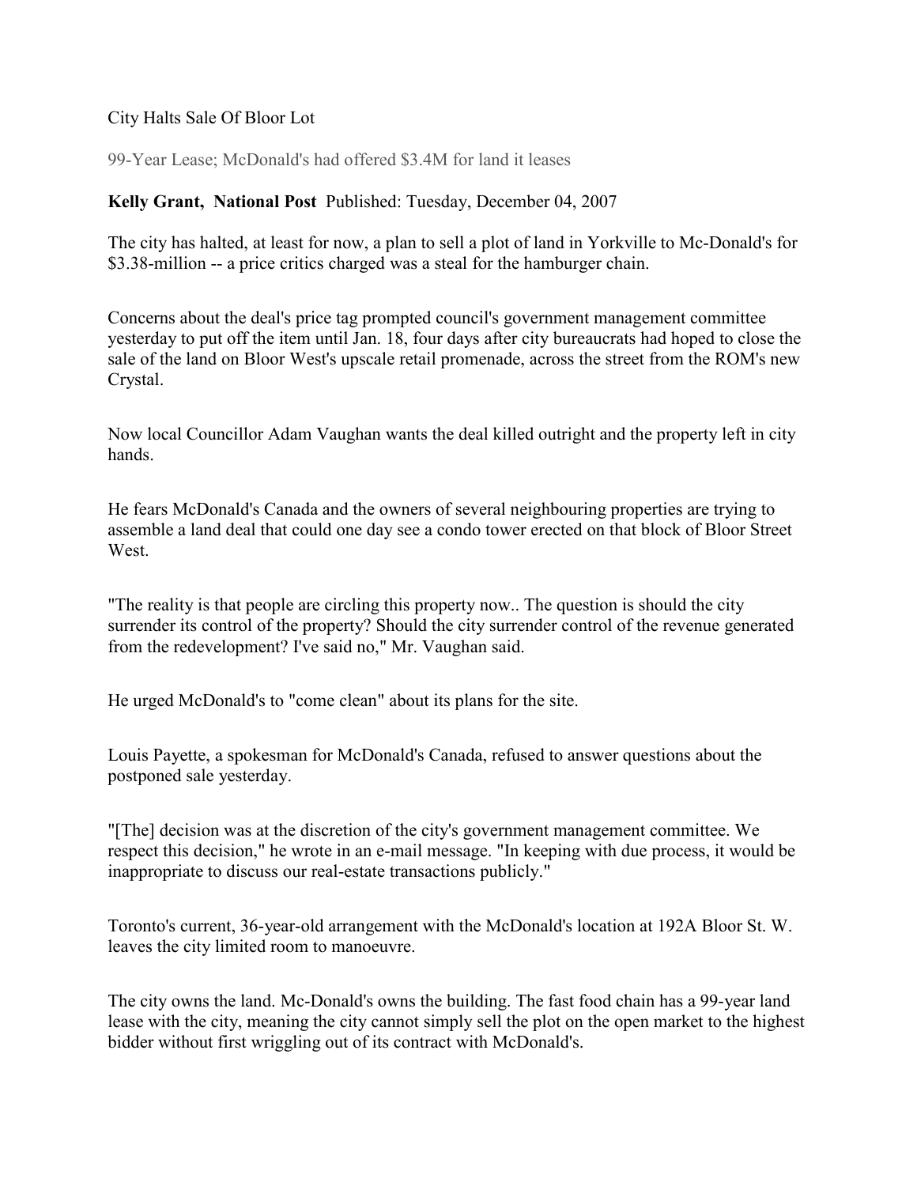# City Halts Sale Of Bloor Lot

99-Year Lease; McDonald's had offered $3.4M for land it leases

**Kelly Grant, National Post** Published: Tuesday, December 04, 2007

The city has halted, at least for now, a plan to sell a plot of land in Yorkville to Mc-Donald's for $3.38-million -- a price critics charged was a steal for the hamburger chain.

Concerns about the deal's price tag prompted council's government management committee yesterday to put off the item until Jan. 18, four days after city bureaucrats had hoped to close the sale of the land on Bloor West's upscale retail promenade, across the street from the ROM's new Crystal.

Now local Councillor Adam Vaughan wants the deal killed outright and the property left in city hands.

He fears McDonald's Canada and the owners of several neighbouring properties are trying to assemble a land deal that could one day see a condo tower erected on that block of Bloor Street West.

"The reality is that people are circling this property now.. The question is should the city surrender its control of the property? Should the city surrender control of the revenue generated from the redevelopment? I've said no," Mr. Vaughan said.

He urged McDonald's to "come clean" about its plans for the site.

Louis Payette, a spokesman for McDonald's Canada, refused to answer questions about the postponed sale yesterday.

"[The] decision was at the discretion of the city's government management committee. We respect this decision," he wrote in an e-mail message. "In keeping with due process, it would be inappropriate to discuss our real-estate transactions publicly."

Toronto's current, 36-year-old arrangement with the McDonald's location at 192A Bloor St. W. leaves the city limited room to manoeuvre.

The city owns the land. Mc-Donald's owns the building. The fast food chain has a 99-year land lease with the city, meaning the city cannot simply sell the plot on the open market to the highest bidder without first wriggling out of its contract with McDonald's.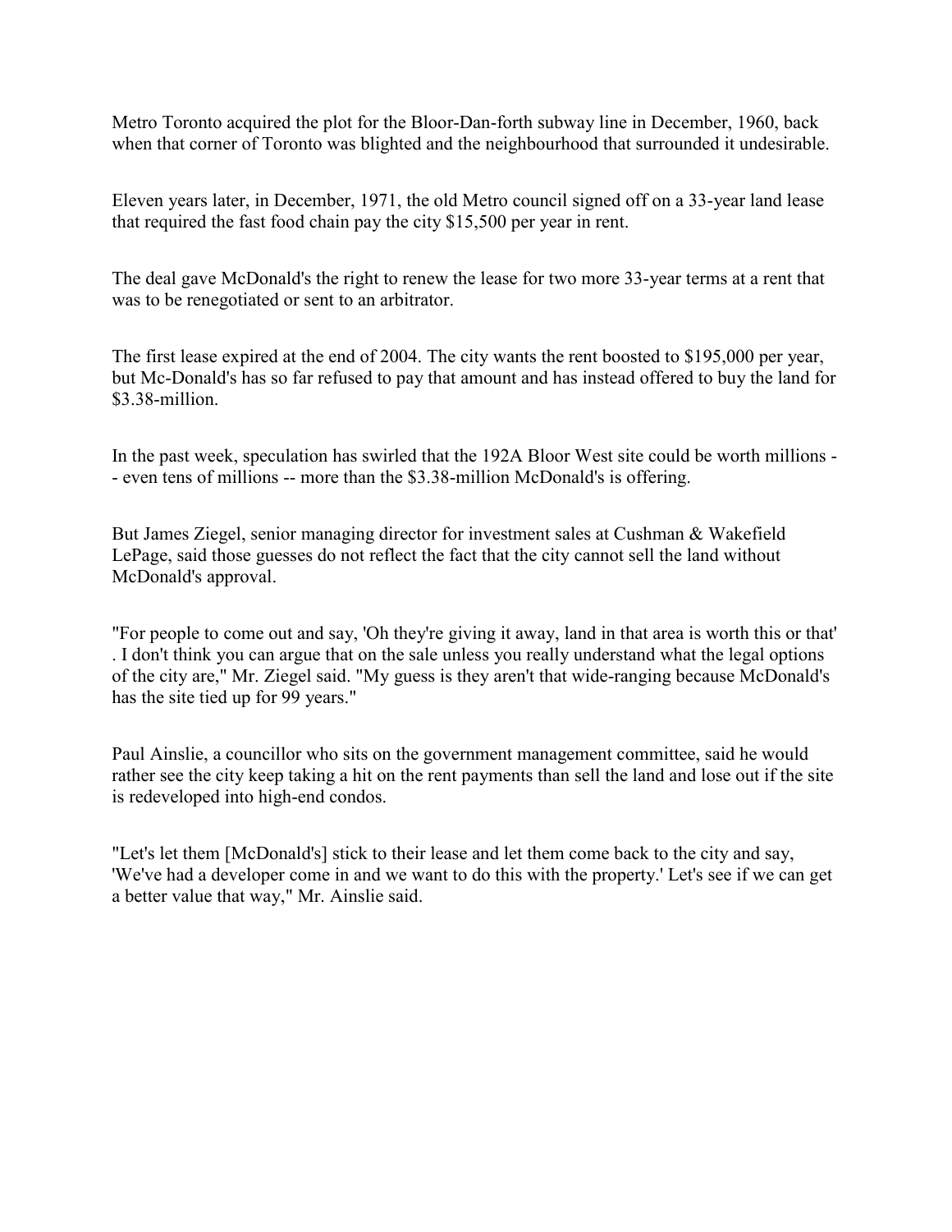Metro Toronto acquired the plot for the Bloor-Dan-forth subway line in December, 1960, back when that corner of Toronto was blighted and the neighbourhood that surrounded it undesirable.

Eleven years later, in December, 1971, the old Metro council signed off on a 33-year land lease that required the fast food chain pay the city $15,500 per year in rent.

The deal gave McDonald's the right to renew the lease for two more 33-year terms at a rent that was to be renegotiated or sent to an arbitrator.

The first lease expired at the end of 2004. The city wants the rent boosted to $195,000 per year, but Mc-Donald's has so far refused to pay that amount and has instead offered to buy the land for $3.38-million.

In the past week, speculation has swirled that the 192A Bloor West site could be worth millions -- even tens of millions -- more than the $3.38-million McDonald's is offering.

But James Ziegel, senior managing director for investment sales at Cushman & Wakefield LePage, said those guesses do not reflect the fact that the city cannot sell the land without McDonald's approval.

"For people to come out and say, 'Oh they're giving it away, land in that area is worth this or that' . I don't think you can argue that on the sale unless you really understand what the legal options of the city are," Mr. Ziegel said. "My guess is they aren't that wide-ranging because McDonald's has the site tied up for 99 years."

Paul Ainslie, a councillor who sits on the government management committee, said he would rather see the city keep taking a hit on the rent payments than sell the land and lose out if the site is redeveloped into high-end condos.

"Let's let them [McDonald's] stick to their lease and let them come back to the city and say, 'We've had a developer come in and we want to do this with the property.' Let's see if we can get a better value that way," Mr. Ainslie said.